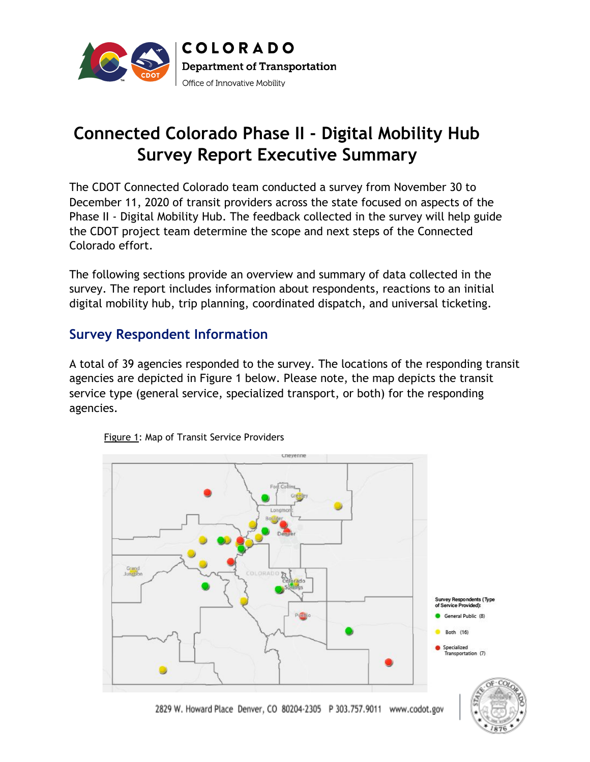# Connected Colorado Phase II - Digital Mobility Hub Survey Report Executive Summary

The CDOT Connected Colorado team conducted a survey from November 30 to December 11, 2020 of transit providers across the state focused on aspects of the Phase II - Digital Mobility Hub. The feedback collected in the survey will help guide the CDOT project team determine the scope and next steps of the Connected Colorado effort.

The following sections provide an overview and summary of data collected in the survey. The report includes information about respondents, reactions to an initial digital mobility hub, trip planning, coordinated dispatch, and universal ticketing.

## Survey Respondent Information

A total of 39 agencies responded to the survey. The locations of the responding transit agencies are depicted in Figure 1 below. Please note, the map depicts the transit service type (general service, specialized transport, or both) for the responding agencies.

Figure 1: Map of Transit Service Providers

Survey Respondents (Type of Service Provided):
- General Public (8)
- Both (16)
- Specialized Transportation (7)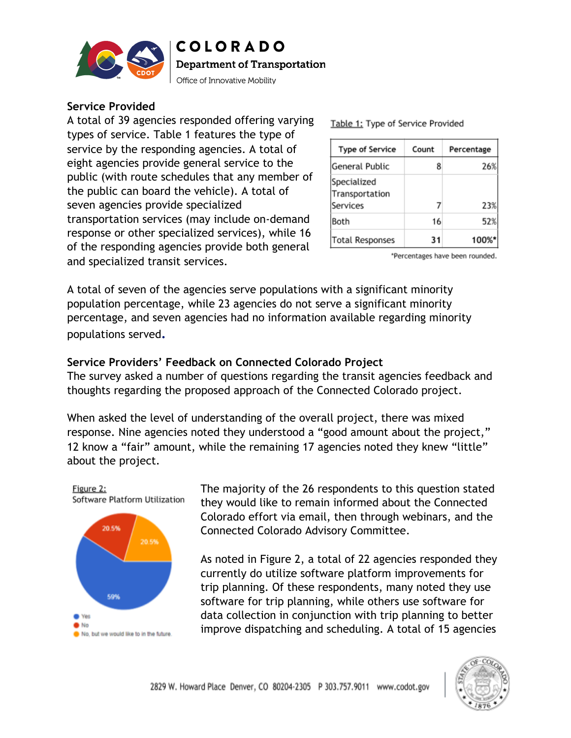## Service Provided

A total of 39 agencies responded offering varying types of service. Table 1 features the type of service by the responding agencies. A total of eight agencies provide general service to the public (with route schedules that any member of the public can board the vehicle). A total of seven agencies provide specialized transportation services (may include on-demand response or other specialized services), while 16 of the responding agencies provide both general and specialized transit services.

Table 1: Type of Service Provided

| Type of Service | Count | Percentage |
|---|---|---|
| General Public | 8 | 26% |
| Specialized Transportation Services | 7 | 23% |
| Both | 16 | 52% |
| Total Responses | 31 | 100%* |

*Percentages have been rounded.

A total of seven of the agencies serve populations with a significant minority population percentage, while 23 agencies do not serve a significant minority percentage, and seven agencies had no information available regarding minority populations served.

## Service Providers' Feedback on Connected Colorado Project

The survey asked a number of questions regarding the transit agencies feedback and thoughts regarding the proposed approach of the Connected Colorado project.

When asked the level of understanding of the overall project, there was mixed response. Nine agencies noted they understood a "good amount about the project," 12 know a "fair" amount, while the remaining 17 agencies noted they knew "little" about the project.

Figure 2: Software Platform Utilization

- Yes: 59%
- No: 20.5%
- No, but we would like to in the future: 20.5%

The majority of the 26 respondents to this question stated they would like to remain informed about the Connected Colorado effort via email, then through webinars, and the Connected Colorado Advisory Committee.

As noted in Figure 2, a total of 22 agencies responded they currently do utilize software platform improvements for trip planning. Of these respondents, many noted they use software for trip planning, while others use software for data collection in conjunction with trip planning to better improve dispatching and scheduling. A total of 15 agencies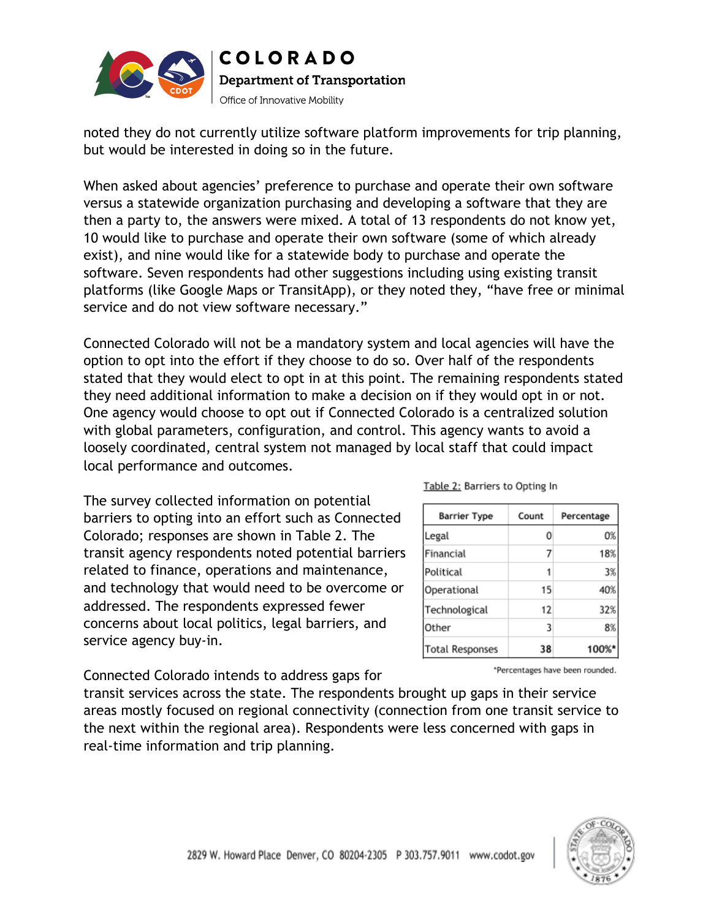noted they do not currently utilize software platform improvements for trip planning, but would be interested in doing so in the future.

When asked about agencies' preference to purchase and operate their own software versus a statewide organization purchasing and developing a software that they are then a party to, the answers were mixed. A total of 13 respondents do not know yet, 10 would like to purchase and operate their own software (some of which already exist), and nine would like for a statewide body to purchase and operate the software. Seven respondents had other suggestions including using existing transit platforms (like Google Maps or TransitApp), or they noted they, "have free or minimal service and do not view software necessary."

Connected Colorado will not be a mandatory system and local agencies will have the option to opt into the effort if they choose to do so. Over half of the respondents stated that they would elect to opt in at this point. The remaining respondents stated they need additional information to make a decision on if they would opt in or not. One agency would choose to opt out if Connected Colorado is a centralized solution with global parameters, configuration, and control. This agency wants to avoid a loosely coordinated, central system not managed by local staff that could impact local performance and outcomes.

The survey collected information on potential barriers to opting into an effort such as Connected Colorado; responses are shown in Table 2. The transit agency respondents noted potential barriers related to finance, operations and maintenance, and technology that would need to be overcome or addressed. The respondents expressed fewer concerns about local politics, legal barriers, and service agency buy-in.

Table 2: Barriers to Opting In

| Barrier Type | Count | Percentage |
|---|---|---|
| Legal | 0 | 0% |
| Financial | 7 | 18% |
| Political | 1 | 3% |
| Operational | 15 | 40% |
| Technological | 12 | 32% |
| Other | 3 | 8% |
| Total Responses | 38 | 100%* |

*Percentages have been rounded.

Connected Colorado intends to address gaps for transit services across the state. The respondents brought up gaps in their service areas mostly focused on regional connectivity (connection from one transit service to the next within the regional area). Respondents were less concerned with gaps in real-time information and trip planning.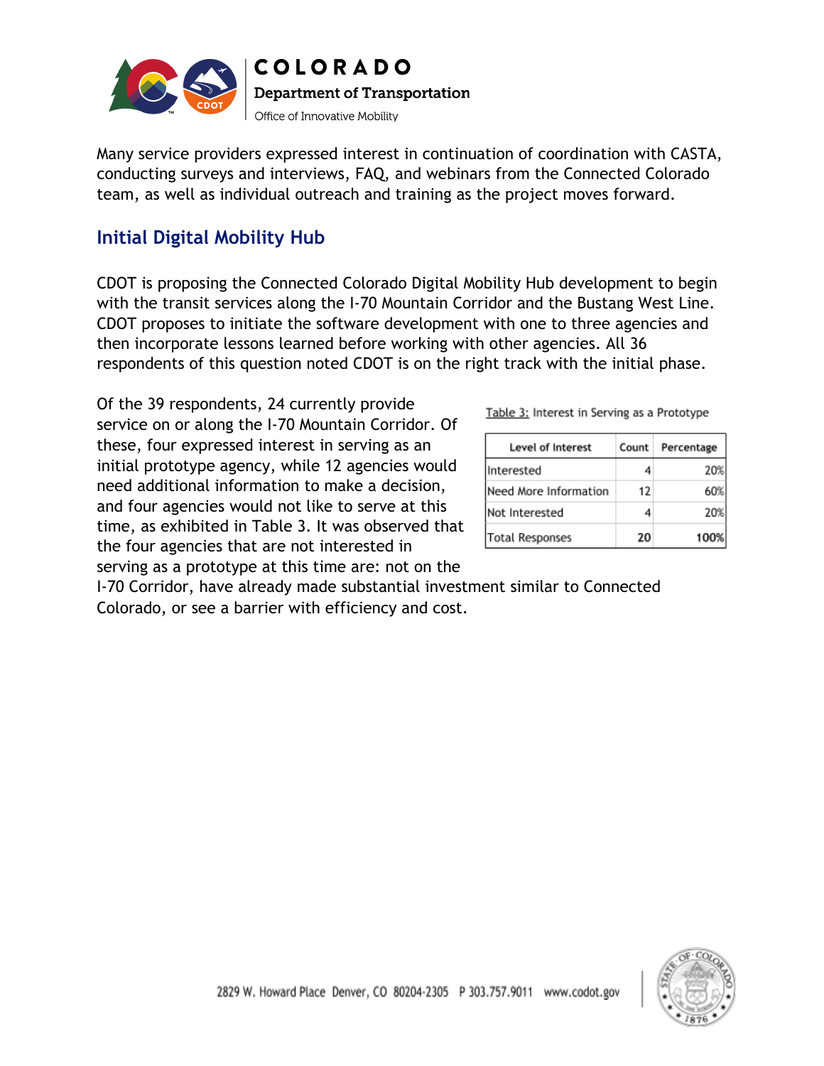Many service providers expressed interest in continuation of coordination with CASTA, conducting surveys and interviews, FAQ, and webinars from the Connected Colorado team, as well as individual outreach and training as the project moves forward.

## Initial Digital Mobility Hub

CDOT is proposing the Connected Colorado Digital Mobility Hub development to begin with the transit services along the I-70 Mountain Corridor and the Bustang West Line. CDOT proposes to initiate the software development with one to three agencies and then incorporate lessons learned before working with other agencies. All 36 respondents of this question noted CDOT is on the right track with the initial phase.

Of the 39 respondents, 24 currently provide service on or along the I-70 Mountain Corridor. Of these, four expressed interest in serving as an initial prototype agency, while 12 agencies would need additional information to make a decision, and four agencies would not like to serve at this time, as exhibited in Table 3. It was observed that the four agencies that are not interested in serving as a prototype at this time are: not on the I-70 Corridor, have already made substantial investment similar to Connected Colorado, or see a barrier with efficiency and cost.

Table 3: Interest in Serving as a Prototype

| Level of Interest | Count | Percentage |
|---|---|---|
| Interested | 4 | 20% |
| Need More Information | 12 | 60% |
| Not Interested | 4 | 20% |
| Total Responses | **20** | **100%** |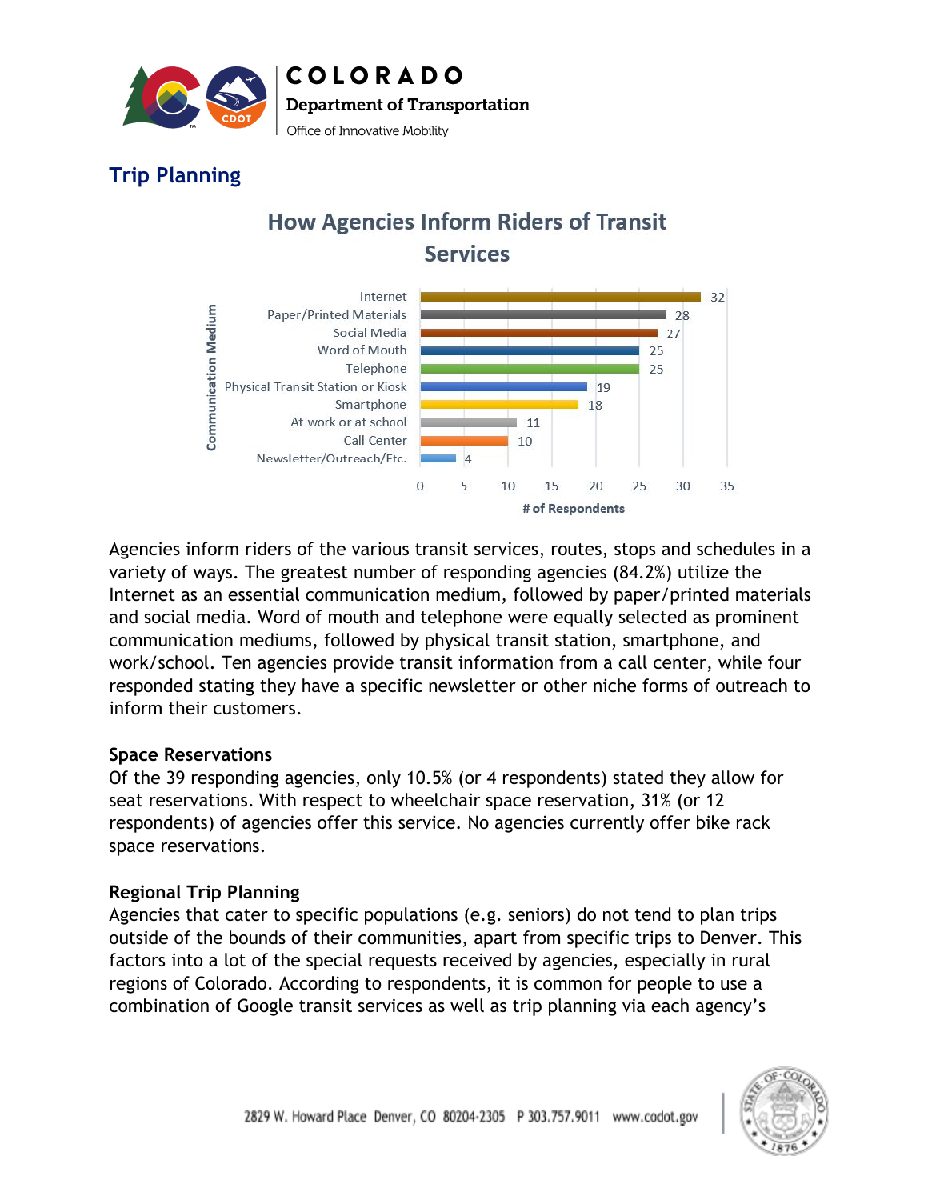## Trip Planning

**How Agencies Inform Riders of Transit Services**

| Communication Medium | # of Respondents |
|---|---|
| Internet | 32 |
| Paper/Printed Materials | 28 |
| Social Media | 27 |
| Word of Mouth | 25 |
| Telephone | 25 |
| Physical Transit Station or Kiosk | 19 |
| Smartphone | 18 |
| At work or at school | 11 |
| Call Center | 10 |
| Newsletter/Outreach/Etc. | 4 |

Agencies inform riders of the various transit services, routes, stops and schedules in a variety of ways. The greatest number of responding agencies (84.2%) utilize the Internet as an essential communication medium, followed by paper/printed materials and social media. Word of mouth and telephone were equally selected as prominent communication mediums, followed by physical transit station, smartphone, and work/school. Ten agencies provide transit information from a call center, while four responded stating they have a specific newsletter or other niche forms of outreach to inform their customers.

### Space Reservations

Of the 39 responding agencies, only 10.5% (or 4 respondents) stated they allow for seat reservations. With respect to wheelchair space reservation, 31% (or 12 respondents) of agencies offer this service. No agencies currently offer bike rack space reservations.

### Regional Trip Planning

Agencies that cater to specific populations (e.g. seniors) do not tend to plan trips outside of the bounds of their communities, apart from specific trips to Denver. This factors into a lot of the special requests received by agencies, especially in rural regions of Colorado. According to respondents, it is common for people to use a combination of Google transit services as well as trip planning via each agency's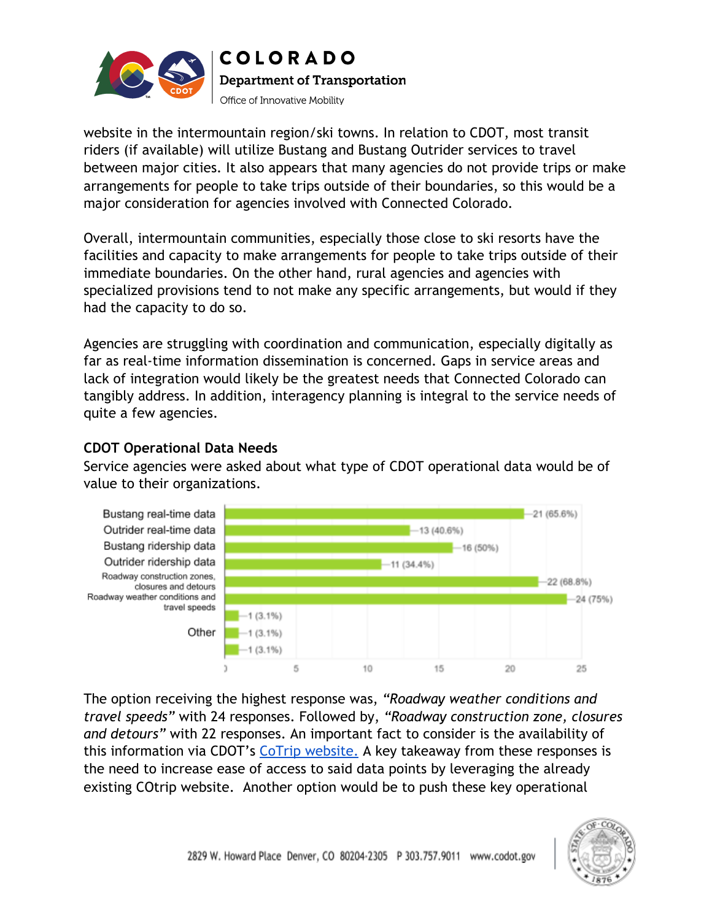website in the intermountain region/ski towns. In relation to CDOT, most transit riders (if available) will utilize Bustang and Bustang Outrider services to travel between major cities. It also appears that many agencies do not provide trips or make arrangements for people to take trips outside of their boundaries, so this would be a major consideration for agencies involved with Connected Colorado.

Overall, intermountain communities, especially those close to ski resorts have the facilities and capacity to make arrangements for people to take trips outside of their immediate boundaries. On the other hand, rural agencies and agencies with specialized provisions tend to not make any specific arrangements, but would if they had the capacity to do so.

Agencies are struggling with coordination and communication, especially digitally as far as real-time information dissemination is concerned. Gaps in service areas and lack of integration would likely be the greatest needs that Connected Colorado can tangibly address. In addition, interagency planning is integral to the service needs of quite a few agencies.

### CDOT Operational Data Needs

Service agencies were asked about what type of CDOT operational data would be of value to their organizations.

| Option | Responses |
|---|---|
| Bustang real-time data | 21 (65.6%) |
| Outrider real-time data | 13 (40.6%) |
| Bustang ridership data | 16 (50%) |
| Outrider ridership data | 11 (34.4%) |
| Roadway construction zones, closures and detours | 22 (68.8%) |
| Roadway weather conditions and travel speeds | 24 (75%) |
| Other | 1 (3.1%) |
| | 1 (3.1%) |
| | 1 (3.1%) |

The option receiving the highest response was, *"Roadway weather conditions and travel speeds"* with 24 responses. Followed by, *"Roadway construction zone, closures and detours"* with 22 responses. An important fact to consider is the availability of this information via CDOT's [CoTrip website.]() A key takeaway from these responses is the need to increase ease of access to said data points by leveraging the already existing COtrip website. Another option would be to push these key operational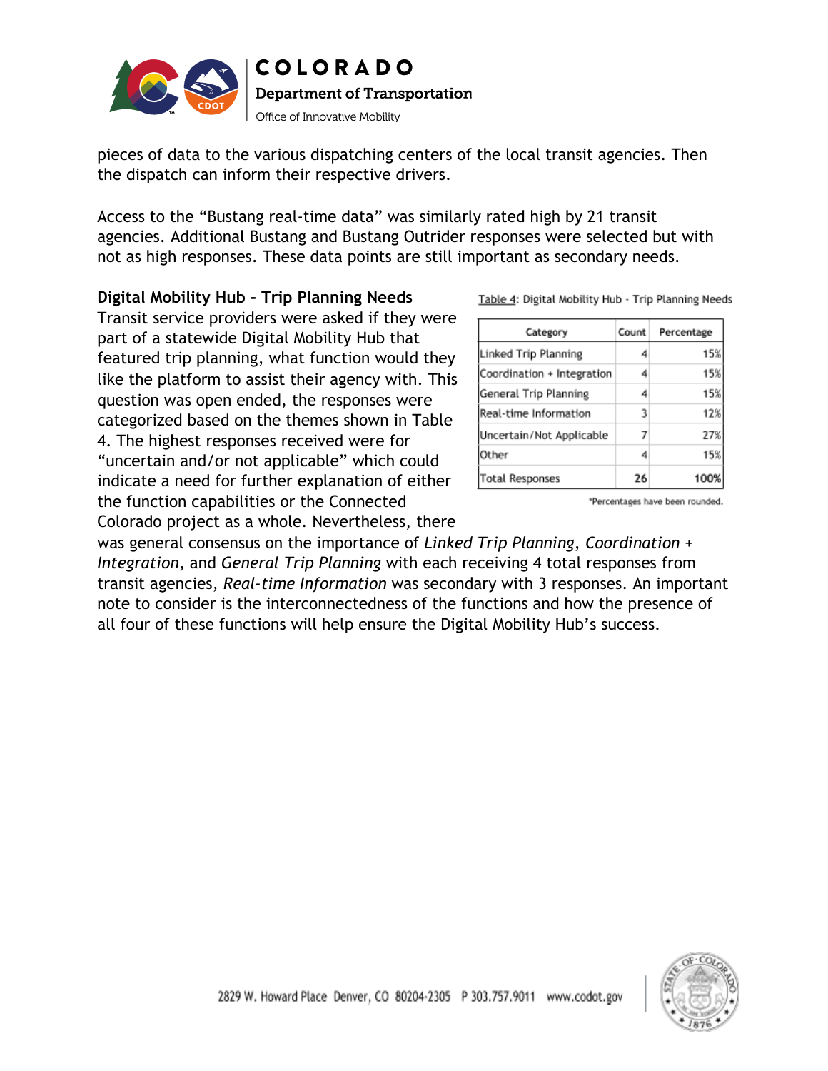pieces of data to the various dispatching centers of the local transit agencies. Then the dispatch can inform their respective drivers.

Access to the "Bustang real-time data" was similarly rated high by 21 transit agencies. Additional Bustang and Bustang Outrider responses were selected but with not as high responses. These data points are still important as secondary needs.

**Digital Mobility Hub - Trip Planning Needs**

Transit service providers were asked if they were part of a statewide Digital Mobility Hub that featured trip planning, what function would they like the platform to assist their agency with. This question was open ended, the responses were categorized based on the themes shown in Table 4. The highest responses received were for "uncertain and/or not applicable" which could indicate a need for further explanation of either the function capabilities or the Connected Colorado project as a whole. Nevertheless, there was general consensus on the importance of *Linked Trip Planning*, *Coordination + Integration*, and *General Trip Planning* with each receiving 4 total responses from transit agencies, *Real-time Information* was secondary with 3 responses. An important note to consider is the interconnectedness of the functions and how the presence of all four of these functions will help ensure the Digital Mobility Hub's success.

Table 4: Digital Mobility Hub - Trip Planning Needs

| Category | Count | Percentage |
|---|---|---|
| Linked Trip Planning | 4 | 15% |
| Coordination + Integration | 4 | 15% |
| General Trip Planning | 4 | 15% |
| Real-time Information | 3 | 12% |
| Uncertain/Not Applicable | 7 | 27% |
| Other | 4 | 15% |
| Total Responses | **26** | **100%** |

*Percentages have been rounded.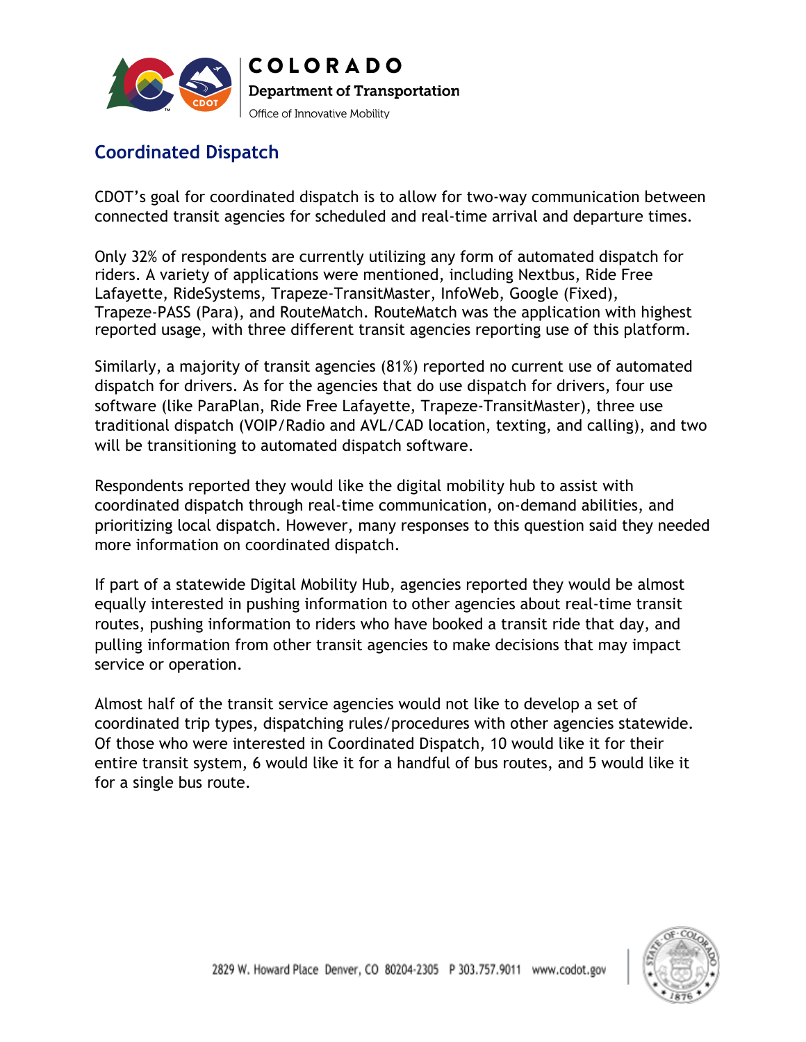## Coordinated Dispatch

CDOT's goal for coordinated dispatch is to allow for two-way communication between connected transit agencies for scheduled and real-time arrival and departure times.

Only 32% of respondents are currently utilizing any form of automated dispatch for riders. A variety of applications were mentioned, including Nextbus, Ride Free Lafayette, RideSystems, Trapeze-TransitMaster, InfoWeb, Google (Fixed), Trapeze-PASS (Para), and RouteMatch. RouteMatch was the application with highest reported usage, with three different transit agencies reporting use of this platform.

Similarly, a majority of transit agencies (81%) reported no current use of automated dispatch for drivers. As for the agencies that do use dispatch for drivers, four use software (like ParaPlan, Ride Free Lafayette, Trapeze-TransitMaster), three use traditional dispatch (VOIP/Radio and AVL/CAD location, texting, and calling), and two will be transitioning to automated dispatch software.

Respondents reported they would like the digital mobility hub to assist with coordinated dispatch through real-time communication, on-demand abilities, and prioritizing local dispatch. However, many responses to this question said they needed more information on coordinated dispatch.

If part of a statewide Digital Mobility Hub, agencies reported they would be almost equally interested in pushing information to other agencies about real-time transit routes, pushing information to riders who have booked a transit ride that day, and pulling information from other transit agencies to make decisions that may impact service or operation.

Almost half of the transit service agencies would not like to develop a set of coordinated trip types, dispatching rules/procedures with other agencies statewide. Of those who were interested in Coordinated Dispatch, 10 would like it for their entire transit system, 6 would like it for a handful of bus routes, and 5 would like it for a single bus route.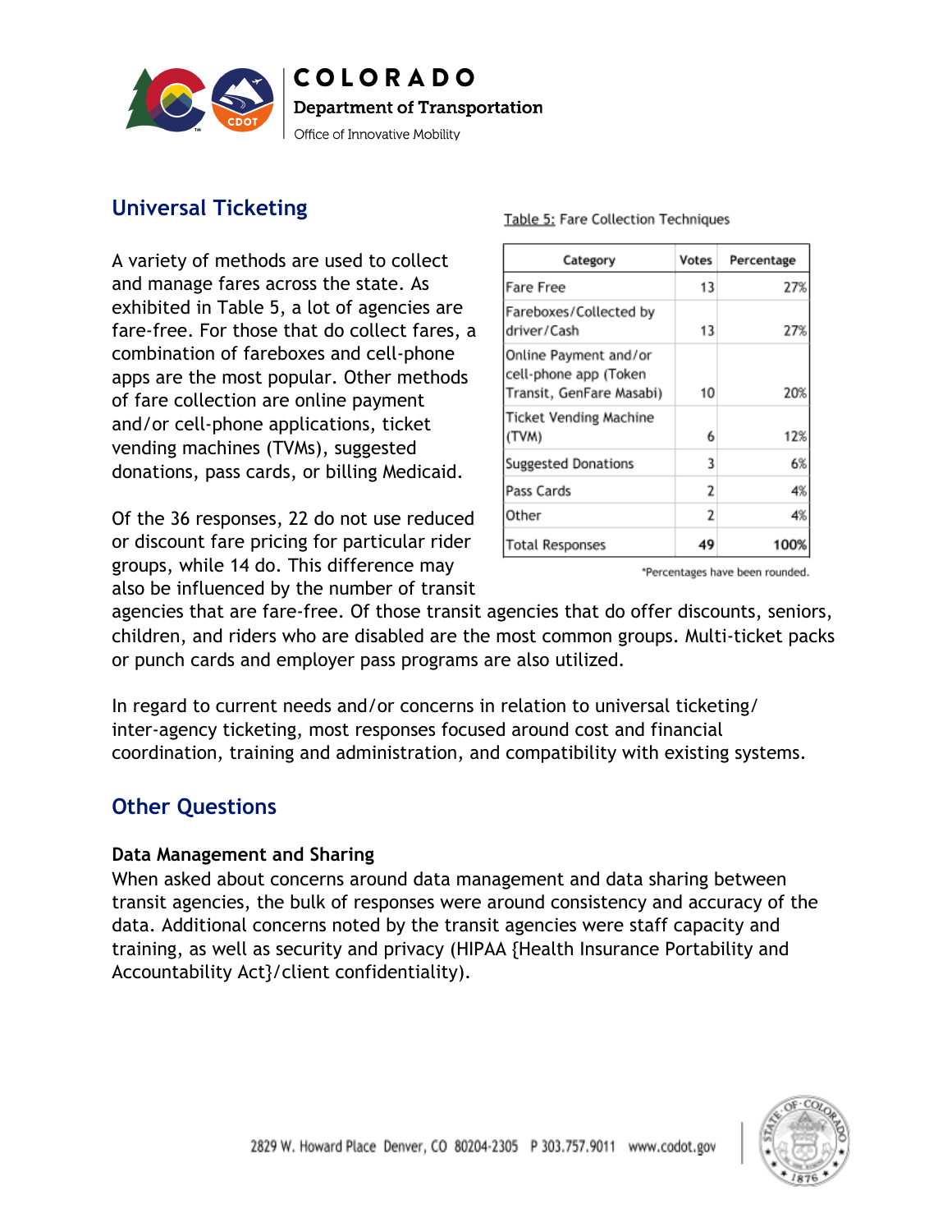## Universal Ticketing

A variety of methods are used to collect and manage fares across the state. As exhibited in Table 5, a lot of agencies are fare-free. For those that do collect fares, a combination of fareboxes and cell-phone apps are the most popular. Other methods of fare collection are online payment and/or cell-phone applications, ticket vending machines (TVMs), suggested donations, pass cards, or billing Medicaid.

Table 5: Fare Collection Techniques

| Category | Votes | Percentage |
|---|---|---|
| Fare Free | 13 | 27% |
| Fareboxes/Collected by driver/Cash | 13 | 27% |
| Online Payment and/or cell-phone app (Token Transit, GenFare Masabi) | 10 | 20% |
| Ticket Vending Machine (TVM) | 6 | 12% |
| Suggested Donations | 3 | 6% |
| Pass Cards | 2 | 4% |
| Other | 2 | 4% |
| Total Responses | 49 | 100% |

*Percentages have been rounded.

Of the 36 responses, 22 do not use reduced or discount fare pricing for particular rider groups, while 14 do. This difference may also be influenced by the number of transit agencies that are fare-free. Of those transit agencies that do offer discounts, seniors, children, and riders who are disabled are the most common groups. Multi-ticket packs or punch cards and employer pass programs are also utilized.

In regard to current needs and/or concerns in relation to universal ticketing/inter-agency ticketing, most responses focused around cost and financial coordination, training and administration, and compatibility with existing systems.

## Other Questions

### Data Management and Sharing

When asked about concerns around data management and data sharing between transit agencies, the bulk of responses were around consistency and accuracy of the data. Additional concerns noted by the transit agencies were staff capacity and training, as well as security and privacy (HIPAA {Health Insurance Portability and Accountability Act}/client confidentiality).